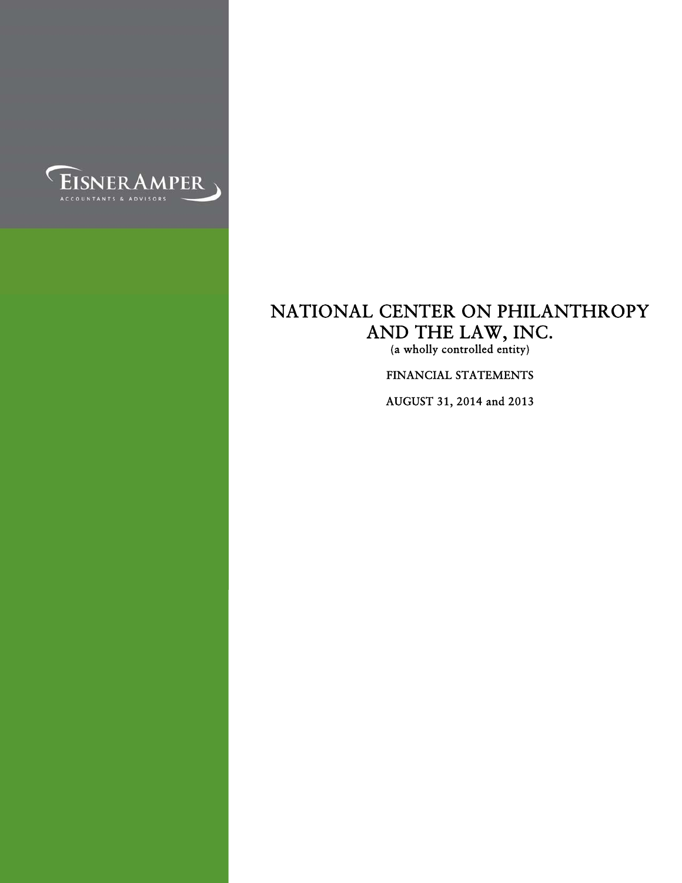EISNERAMPER
ACCOUNTANTS & ADVISORS

# NATIONAL CENTER ON PHILANTHROPY AND THE LAW, INC.

(a wholly controlled entity)

FINANCIAL STATEMENTS

AUGUST 31, 2014 and 2013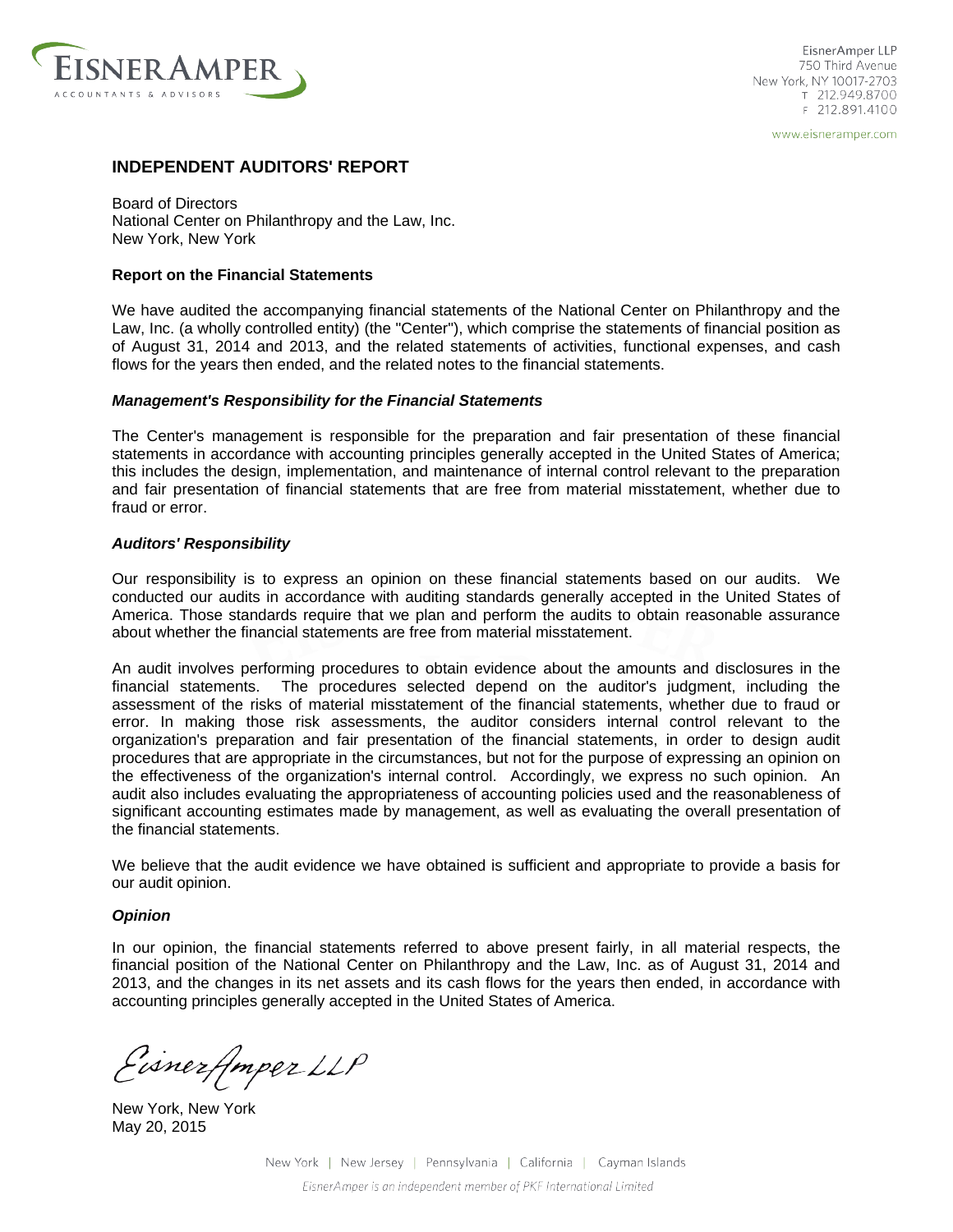EisnerAmper LLP
750 Third Avenue
New York, NY 10017-2703
T 212.949.8700
F 212.891.4100

www.eisneramper.com

## INDEPENDENT AUDITORS' REPORT

Board of Directors
National Center on Philanthropy and the Law, Inc.
New York, New York

### Report on the Financial Statements

We have audited the accompanying financial statements of the National Center on Philanthropy and the Law, Inc. (a wholly controlled entity) (the "Center"), which comprise the statements of financial position as of August 31, 2014 and 2013, and the related statements of activities, functional expenses, and cash flows for the years then ended, and the related notes to the financial statements.

### *Management's Responsibility for the Financial Statements*

The Center's management is responsible for the preparation and fair presentation of these financial statements in accordance with accounting principles generally accepted in the United States of America; this includes the design, implementation, and maintenance of internal control relevant to the preparation and fair presentation of financial statements that are free from material misstatement, whether due to fraud or error.

### *Auditors' Responsibility*

Our responsibility is to express an opinion on these financial statements based on our audits. We conducted our audits in accordance with auditing standards generally accepted in the United States of America. Those standards require that we plan and perform the audits to obtain reasonable assurance about whether the financial statements are free from material misstatement.

An audit involves performing procedures to obtain evidence about the amounts and disclosures in the financial statements. The procedures selected depend on the auditor's judgment, including the assessment of the risks of material misstatement of the financial statements, whether due to fraud or error. In making those risk assessments, the auditor considers internal control relevant to the organization's preparation and fair presentation of the financial statements, in order to design audit procedures that are appropriate in the circumstances, but not for the purpose of expressing an opinion on the effectiveness of the organization's internal control. Accordingly, we express no such opinion. An audit also includes evaluating the appropriateness of accounting policies used and the reasonableness of significant accounting estimates made by management, as well as evaluating the overall presentation of the financial statements.

We believe that the audit evidence we have obtained is sufficient and appropriate to provide a basis for our audit opinion.

### *Opinion*

In our opinion, the financial statements referred to above present fairly, in all material respects, the financial position of the National Center on Philanthropy and the Law, Inc. as of August 31, 2014 and 2013, and the changes in its net assets and its cash flows for the years then ended, in accordance with accounting principles generally accepted in the United States of America.

EisnerAmper LLP

New York, New York
May 20, 2015

New York | New Jersey | Pennsylvania | California | Cayman Islands

*EisnerAmper is an independent member of PKF International Limited*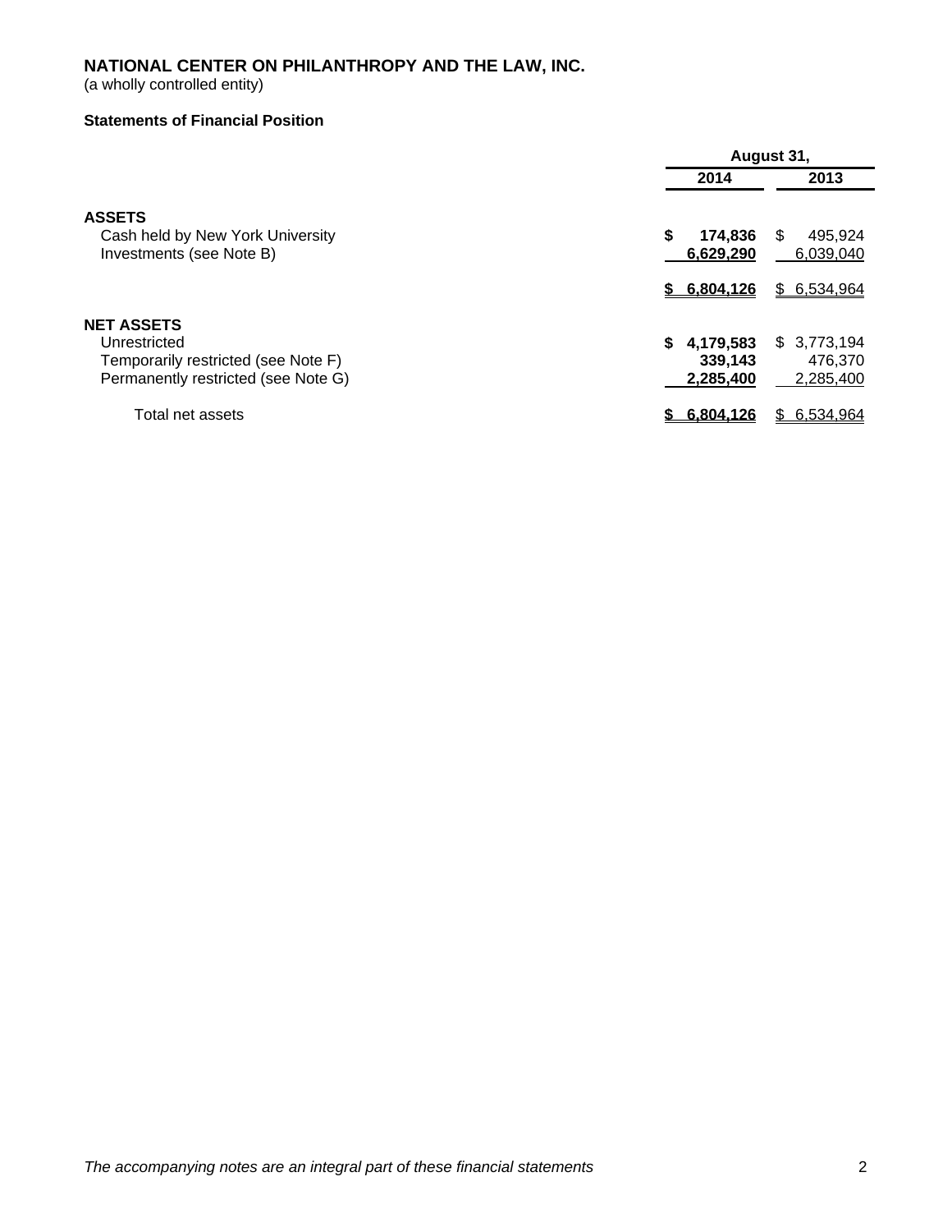# NATIONAL CENTER ON PHILANTHROPY AND THE LAW, INC.

(a wholly controlled entity)

**Statements of Financial Position**

| | August 31, | |
|---|---|---|
| | **2014** | **2013** |
| **ASSETS** | | |
| Cash held by New York University | **$ 174,836** | $ 495,924 |
| Investments (see Note B) | **6,629,290** | 6,039,040 |
| | **$ 6,804,126** | $ 6,534,964 |
| **NET ASSETS** | | |
| Unrestricted | **$ 4,179,583** | $ 3,773,194 |
| Temporarily restricted (see Note F) | **339,143** | 476,370 |
| Permanently restricted (see Note G) | **2,285,400** | 2,285,400 |
| Total net assets | **$ 6,804,126** | $ 6,534,964 |

*The accompanying notes are an integral part of these financial statements*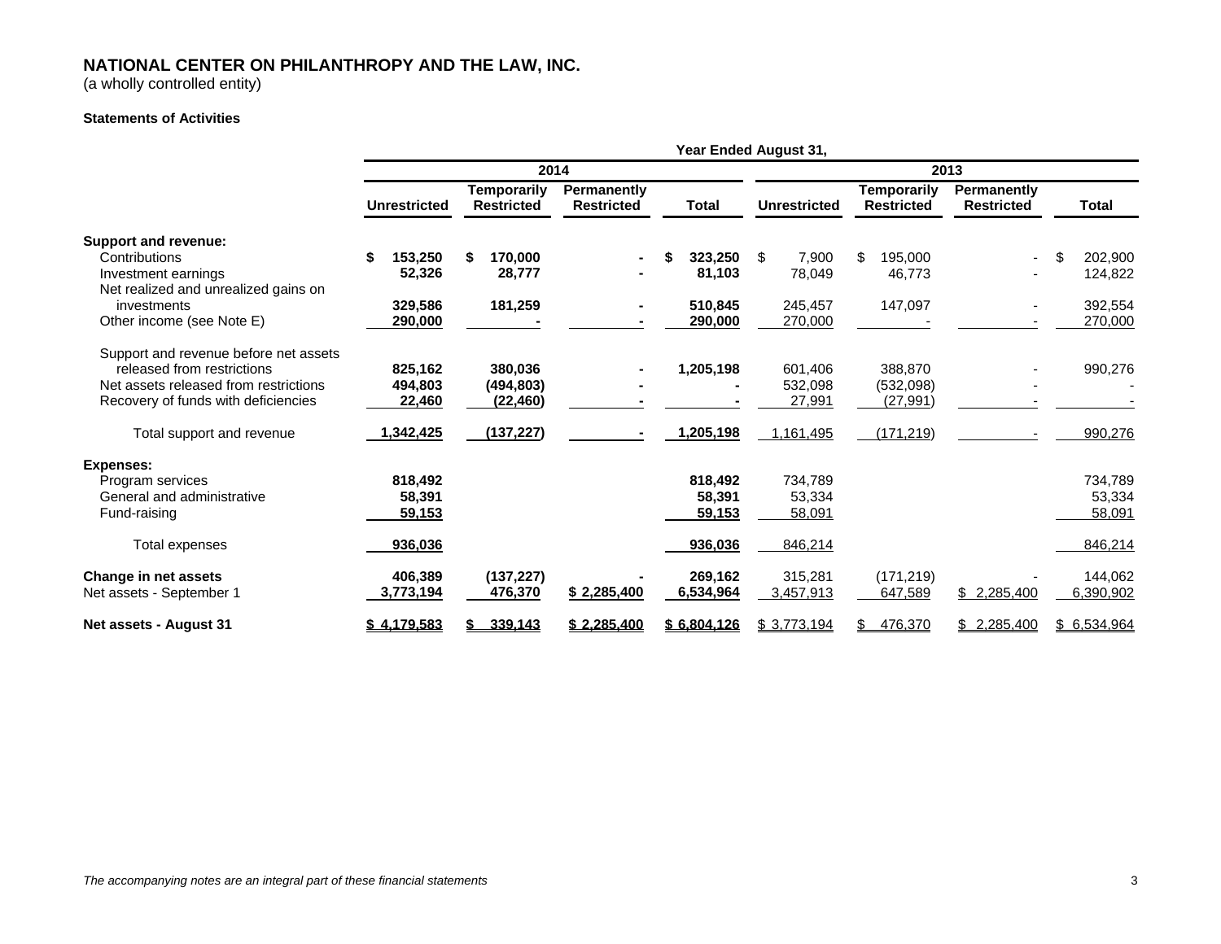# NATIONAL CENTER ON PHILANTHROPY AND THE LAW, INC.

(a wholly controlled entity)

**Statements of Activities**

| | Year Ended August 31, | | | | | | | |
|---|---|---|---|---|---|---|---|---|
| | 2014 | | | | 2013 | | | |
| | Unrestricted | Temporarily Restricted | Permanently Restricted | Total | Unrestricted | Temporarily Restricted | Permanently Restricted | Total |
| **Support and revenue:** | | | | | | | | |
| Contributions | **$ 153,250** | **$ 170,000** | **-** | **$ 323,250** | $ 7,900 | $ 195,000 | - | $ 202,900 |
| Investment earnings | **52,326** | **28,777** | **-** | **81,103** | 78,049 | 46,773 | - | 124,822 |
| Net realized and unrealized gains on investments | **329,586** | **181,259** | **-** | **510,845** | 245,457 | 147,097 | - | 392,554 |
| Other income (see Note E) | **290,000** | **-** | **-** | **290,000** | 270,000 | - | - | 270,000 |
| Support and revenue before net assets released from restrictions | **825,162** | **380,036** | **-** | **1,205,198** | 601,406 | 388,870 | - | 990,276 |
| Net assets released from restrictions | **494,803** | **(494,803)** | **-** | **-** | 532,098 | (532,098) | - | - |
| Recovery of funds with deficiencies | **22,460** | **(22,460)** | **-** | **-** | 27,991 | (27,991) | - | - |
| Total support and revenue | **1,342,425** | **(137,227)** | **-** | **1,205,198** | 1,161,495 | (171,219) | - | 990,276 |
| **Expenses:** | | | | | | | | |
| Program services | **818,492** | | | **818,492** | 734,789 | | | 734,789 |
| General and administrative | **58,391** | | | **58,391** | 53,334 | | | 53,334 |
| Fund-raising | **59,153** | | | **59,153** | 58,091 | | | 58,091 |
| Total expenses | **936,036** | | | **936,036** | 846,214 | | | 846,214 |
| **Change in net assets** | **406,389** | **(137,227)** | **-** | **269,162** | 315,281 | (171,219) | - | 144,062 |
| Net assets - September 1 | **3,773,194** | **476,370** | **$ 2,285,400** | **6,534,964** | 3,457,913 | 647,589 | $ 2,285,400 | 6,390,902 |
| **Net assets - August 31** | **$ 4,179,583** | **$ 339,143** | **$ 2,285,400** | **$ 6,804,126** | $ 3,773,194 | $ 476,370 | $ 2,285,400 | $ 6,534,964 |

*The accompanying notes are an integral part of these financial statements*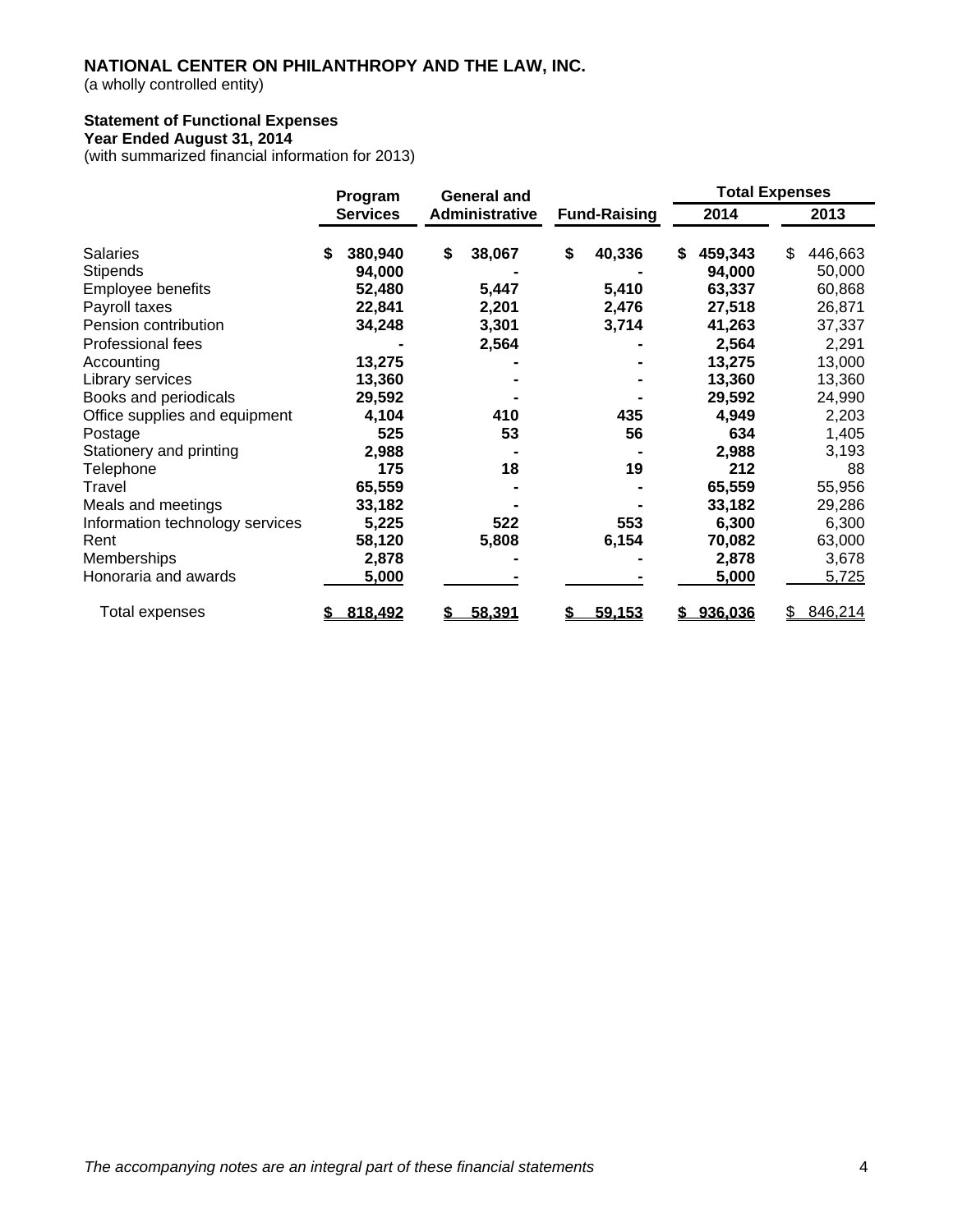**NATIONAL CENTER ON PHILANTHROPY AND THE LAW, INC.**
(a wholly controlled entity)

**Statement of Functional Expenses**
**Year Ended August 31, 2014**
(with summarized financial information for 2013)

| | Program Services | General and Administrative | Fund-Raising | Total Expenses 2014 | Total Expenses 2013 |
|---|---|---|---|---|---|
| Salaries | $ 380,940 | $ 38,067 | $ 40,336 | $ 459,343 | $ 446,663 |
| Stipends | 94,000 | - | - | 94,000 | 50,000 |
| Employee benefits | 52,480 | 5,447 | 5,410 | 63,337 | 60,868 |
| Payroll taxes | 22,841 | 2,201 | 2,476 | 27,518 | 26,871 |
| Pension contribution | 34,248 | 3,301 | 3,714 | 41,263 | 37,337 |
| Professional fees | - | 2,564 | - | 2,564 | 2,291 |
| Accounting | 13,275 | - | - | 13,275 | 13,000 |
| Library services | 13,360 | - | - | 13,360 | 13,360 |
| Books and periodicals | 29,592 | - | - | 29,592 | 24,990 |
| Office supplies and equipment | 4,104 | 410 | 435 | 4,949 | 2,203 |
| Postage | 525 | 53 | 56 | 634 | 1,405 |
| Stationery and printing | 2,988 | - | - | 2,988 | 3,193 |
| Telephone | 175 | 18 | 19 | 212 | 88 |
| Travel | 65,559 | - | - | 65,559 | 55,956 |
| Meals and meetings | 33,182 | - | - | 33,182 | 29,286 |
| Information technology services | 5,225 | 522 | 553 | 6,300 | 6,300 |
| Rent | 58,120 | 5,808 | 6,154 | 70,082 | 63,000 |
| Memberships | 2,878 | - | - | 2,878 | 3,678 |
| Honoraria and awards | 5,000 | - | - | 5,000 | 5,725 |
| Total expenses | $ 818,492 | $ 58,391 | $ 59,153 | $ 936,036 | $ 846,214 |

*The accompanying notes are an integral part of these financial statements*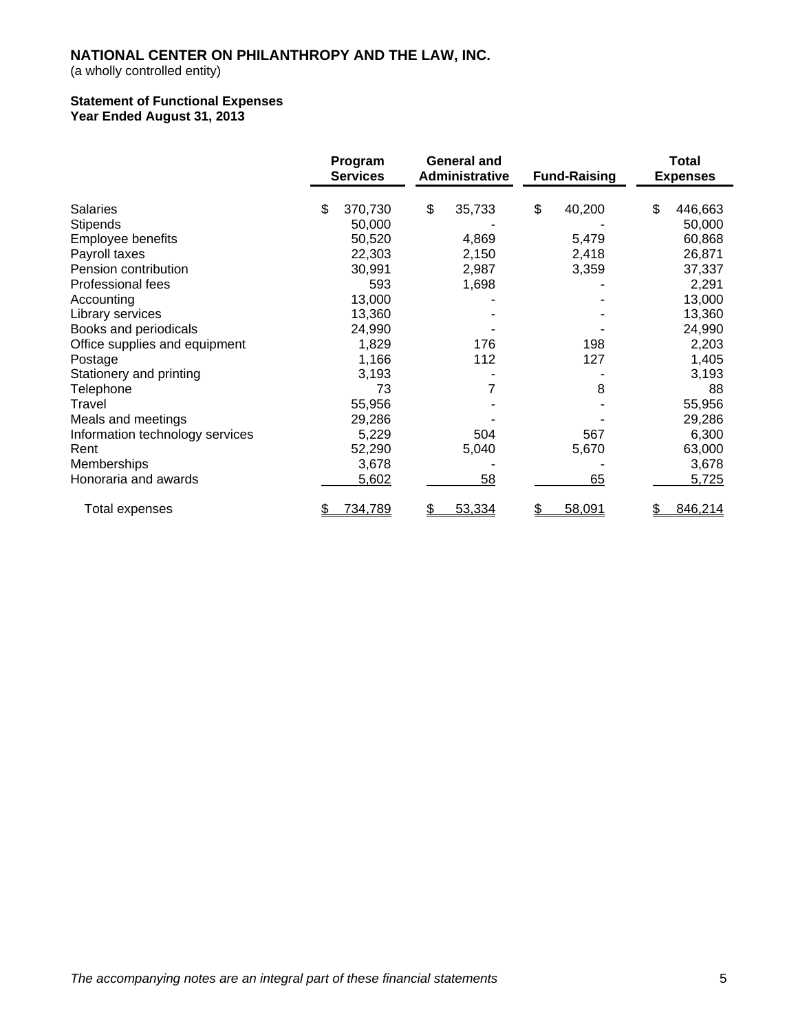**NATIONAL CENTER ON PHILANTHROPY AND THE LAW, INC.**
(a wholly controlled entity)

**Statement of Functional Expenses**
**Year Ended August 31, 2013**

| | Program Services | General and Administrative | Fund-Raising | Total Expenses |
|---|---|---|---|---|
| Salaries | $ 370,730 | $ 35,733 | $ 40,200 | $ 446,663 |
| Stipends | 50,000 | - | - | 50,000 |
| Employee benefits | 50,520 | 4,869 | 5,479 | 60,868 |
| Payroll taxes | 22,303 | 2,150 | 2,418 | 26,871 |
| Pension contribution | 30,991 | 2,987 | 3,359 | 37,337 |
| Professional fees | 593 | 1,698 | - | 2,291 |
| Accounting | 13,000 | - | - | 13,000 |
| Library services | 13,360 | - | - | 13,360 |
| Books and periodicals | 24,990 | - | - | 24,990 |
| Office supplies and equipment | 1,829 | 176 | 198 | 2,203 |
| Postage | 1,166 | 112 | 127 | 1,405 |
| Stationery and printing | 3,193 | - | - | 3,193 |
| Telephone | 73 | 7 | 8 | 88 |
| Travel | 55,956 | - | - | 55,956 |
| Meals and meetings | 29,286 | - | - | 29,286 |
| Information technology services | 5,229 | 504 | 567 | 6,300 |
| Rent | 52,290 | 5,040 | 5,670 | 63,000 |
| Memberships | 3,678 | - | - | 3,678 |
| Honoraria and awards | 5,602 | 58 | 65 | 5,725 |
| Total expenses | $ 734,789 | $ 53,334 | $ 58,091 | $ 846,214 |

*The accompanying notes are an integral part of these financial statements*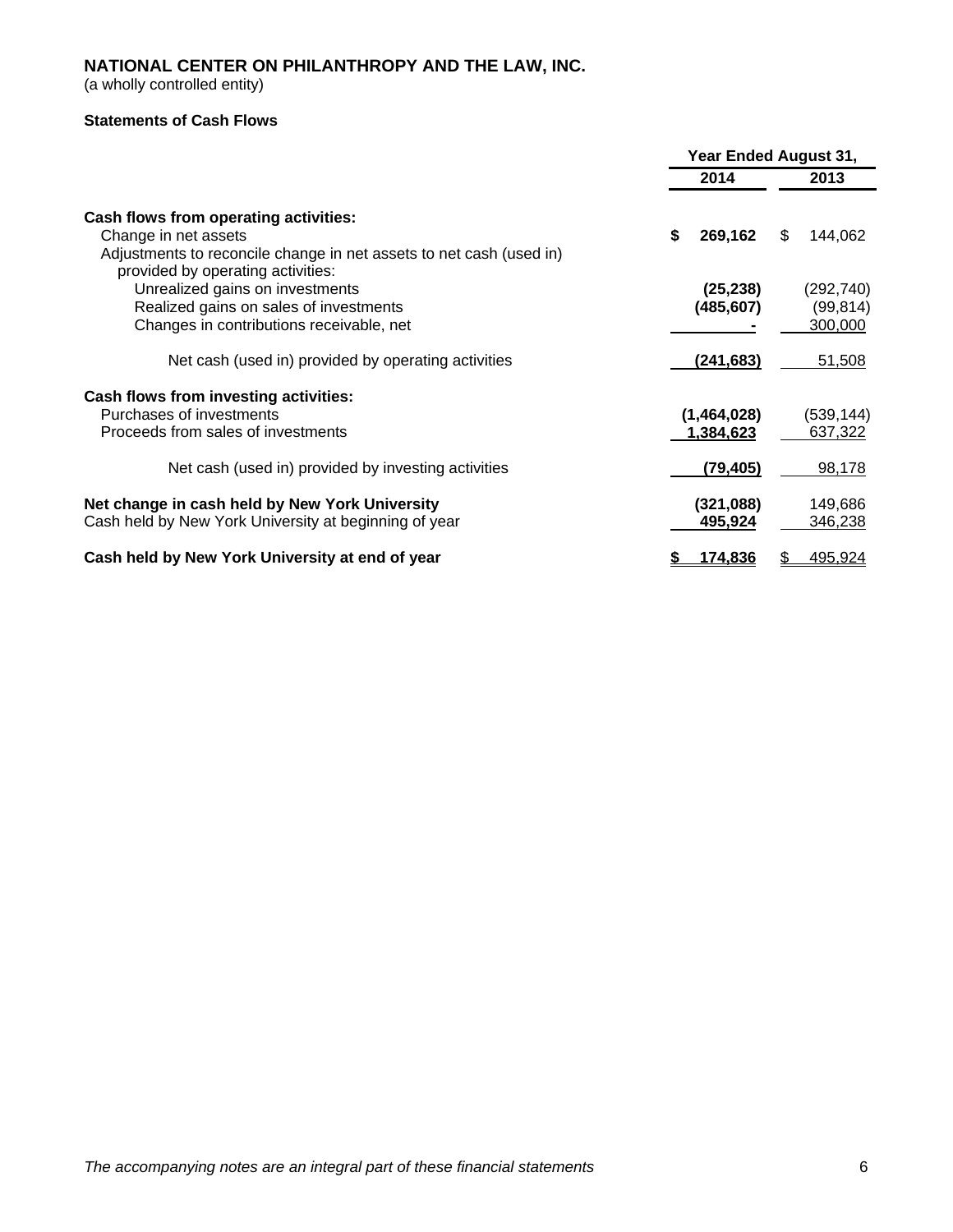# NATIONAL CENTER ON PHILANTHROPY AND THE LAW, INC.

(a wholly controlled entity)

**Statements of Cash Flows**

| | Year Ended August 31, | |
|---|---|---|
| | **2014** | **2013** |
| **Cash flows from operating activities:** | | |
| Change in net assets | **$ 269,162** | $ 144,062 |
| Adjustments to reconcile change in net assets to net cash (used in) provided by operating activities: | | |
| Unrealized gains on investments | **(25,238)** | (292,740) |
| Realized gains on sales of investments | **(485,607)** | (99,814) |
| Changes in contributions receivable, net | **-** | 300,000 |
| Net cash (used in) provided by operating activities | **(241,683)** | 51,508 |
| **Cash flows from investing activities:** | | |
| Purchases of investments | **(1,464,028)** | (539,144) |
| Proceeds from sales of investments | **1,384,623** | 637,322 |
| Net cash (used in) provided by investing activities | **(79,405)** | 98,178 |
| **Net change in cash held by New York University** | **(321,088)** | 149,686 |
| Cash held by New York University at beginning of year | **495,924** | 346,238 |
| **Cash held by New York University at end of year** | **$ 174,836** | $ 495,924 |

*The accompanying notes are an integral part of these financial statements*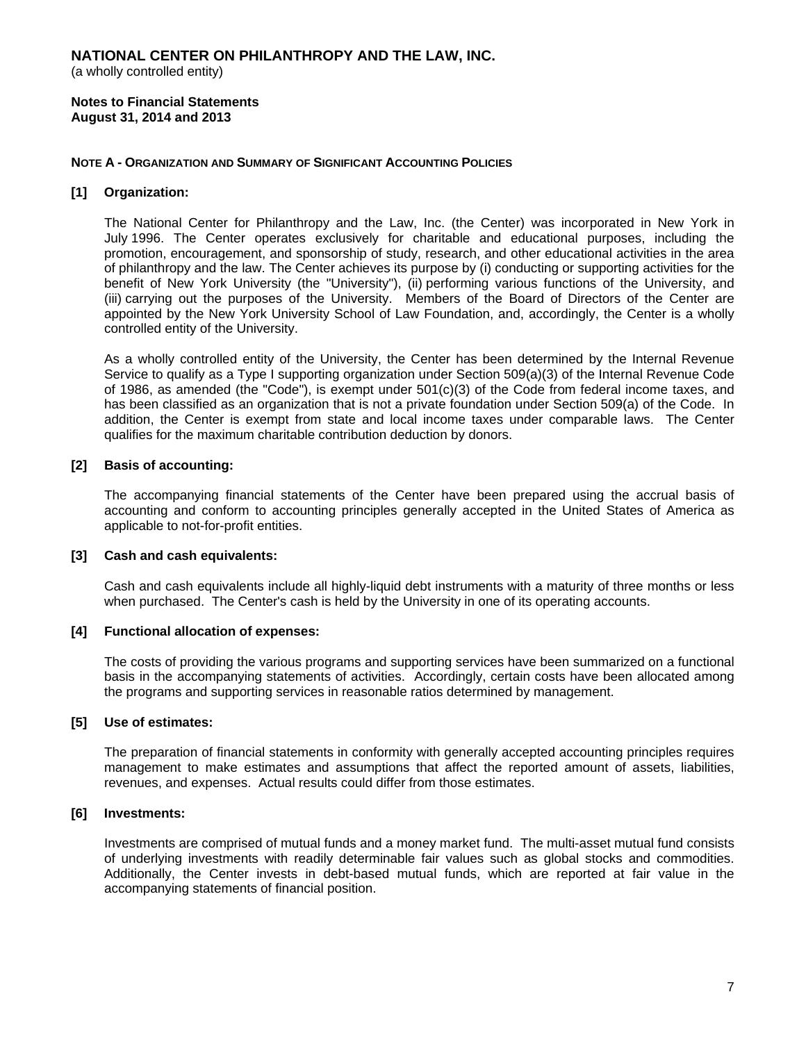**NATIONAL CENTER ON PHILANTHROPY AND THE LAW, INC.**
(a wholly controlled entity)

**Notes to Financial Statements**
**August 31, 2014 and 2013**

**NOTE A - ORGANIZATION AND SUMMARY OF SIGNIFICANT ACCOUNTING POLICIES**

**[1] Organization:**

The National Center for Philanthropy and the Law, Inc. (the Center) was incorporated in New York in July 1996. The Center operates exclusively for charitable and educational purposes, including the promotion, encouragement, and sponsorship of study, research, and other educational activities in the area of philanthropy and the law. The Center achieves its purpose by (i) conducting or supporting activities for the benefit of New York University (the "University"), (ii) performing various functions of the University, and (iii) carrying out the purposes of the University. Members of the Board of Directors of the Center are appointed by the New York University School of Law Foundation, and, accordingly, the Center is a wholly controlled entity of the University.

As a wholly controlled entity of the University, the Center has been determined by the Internal Revenue Service to qualify as a Type I supporting organization under Section 509(a)(3) of the Internal Revenue Code of 1986, as amended (the "Code"), is exempt under 501(c)(3) of the Code from federal income taxes, and has been classified as an organization that is not a private foundation under Section 509(a) of the Code. In addition, the Center is exempt from state and local income taxes under comparable laws. The Center qualifies for the maximum charitable contribution deduction by donors.

**[2] Basis of accounting:**

The accompanying financial statements of the Center have been prepared using the accrual basis of accounting and conform to accounting principles generally accepted in the United States of America as applicable to not-for-profit entities.

**[3] Cash and cash equivalents:**

Cash and cash equivalents include all highly-liquid debt instruments with a maturity of three months or less when purchased. The Center's cash is held by the University in one of its operating accounts.

**[4] Functional allocation of expenses:**

The costs of providing the various programs and supporting services have been summarized on a functional basis in the accompanying statements of activities. Accordingly, certain costs have been allocated among the programs and supporting services in reasonable ratios determined by management.

**[5] Use of estimates:**

The preparation of financial statements in conformity with generally accepted accounting principles requires management to make estimates and assumptions that affect the reported amount of assets, liabilities, revenues, and expenses. Actual results could differ from those estimates.

**[6] Investments:**

Investments are comprised of mutual funds and a money market fund. The multi-asset mutual fund consists of underlying investments with readily determinable fair values such as global stocks and commodities. Additionally, the Center invests in debt-based mutual funds, which are reported at fair value in the accompanying statements of financial position.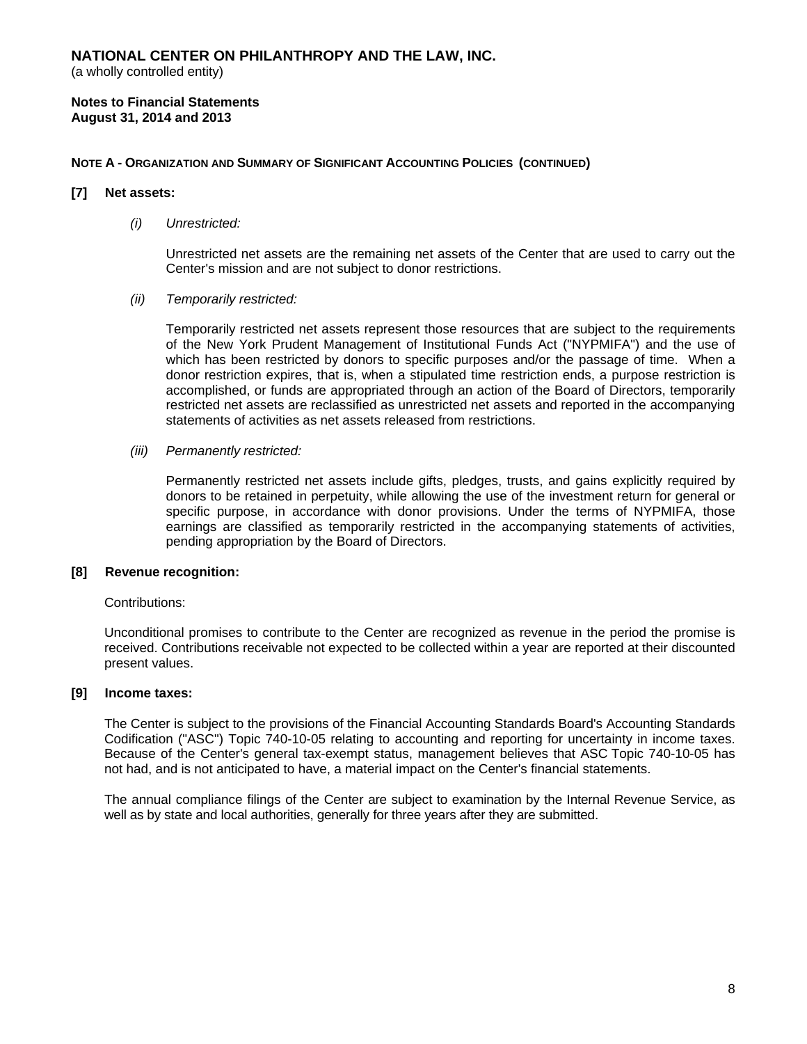**NATIONAL CENTER ON PHILANTHROPY AND THE LAW, INC.**
(a wholly controlled entity)

**Notes to Financial Statements**
**August 31, 2014 and 2013**

**NOTE A - ORGANIZATION AND SUMMARY OF SIGNIFICANT ACCOUNTING POLICIES (CONTINUED)**

**[7] Net assets:**

*(i) Unrestricted:*

Unrestricted net assets are the remaining net assets of the Center that are used to carry out the Center's mission and are not subject to donor restrictions.

*(ii) Temporarily restricted:*

Temporarily restricted net assets represent those resources that are subject to the requirements of the New York Prudent Management of Institutional Funds Act ("NYPMIFA") and the use of which has been restricted by donors to specific purposes and/or the passage of time. When a donor restriction expires, that is, when a stipulated time restriction ends, a purpose restriction is accomplished, or funds are appropriated through an action of the Board of Directors, temporarily restricted net assets are reclassified as unrestricted net assets and reported in the accompanying statements of activities as net assets released from restrictions.

*(iii) Permanently restricted:*

Permanently restricted net assets include gifts, pledges, trusts, and gains explicitly required by donors to be retained in perpetuity, while allowing the use of the investment return for general or specific purpose, in accordance with donor provisions. Under the terms of NYPMIFA, those earnings are classified as temporarily restricted in the accompanying statements of activities, pending appropriation by the Board of Directors.

**[8] Revenue recognition:**

Contributions:

Unconditional promises to contribute to the Center are recognized as revenue in the period the promise is received. Contributions receivable not expected to be collected within a year are reported at their discounted present values.

**[9] Income taxes:**

The Center is subject to the provisions of the Financial Accounting Standards Board's Accounting Standards Codification ("ASC") Topic 740-10-05 relating to accounting and reporting for uncertainty in income taxes. Because of the Center's general tax-exempt status, management believes that ASC Topic 740-10-05 has not had, and is not anticipated to have, a material impact on the Center's financial statements.

The annual compliance filings of the Center are subject to examination by the Internal Revenue Service, as well as by state and local authorities, generally for three years after they are submitted.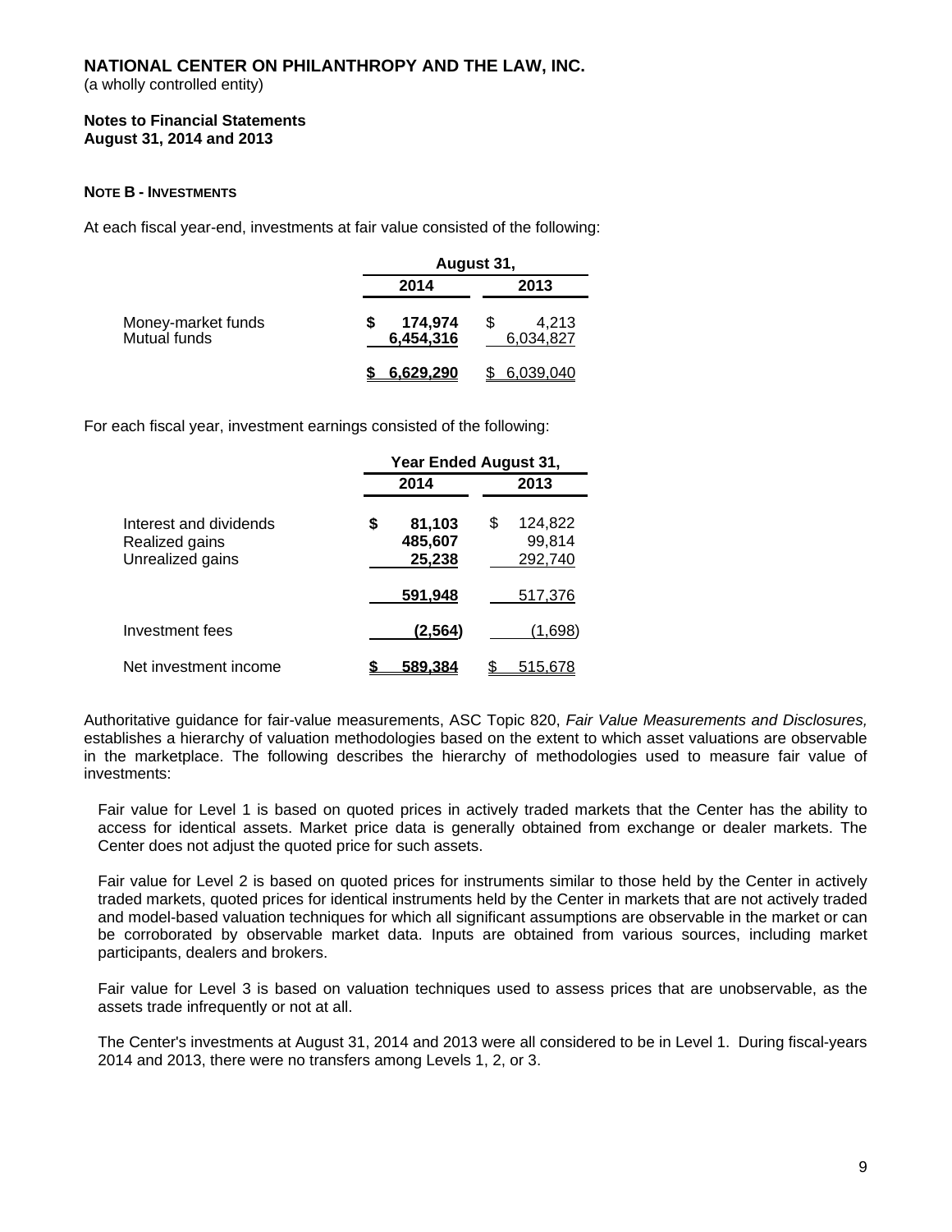**NATIONAL CENTER ON PHILANTHROPY AND THE LAW, INC.**
(a wholly controlled entity)

**Notes to Financial Statements**
**August 31, 2014 and 2013**

**NOTE B - INVESTMENTS**

At each fiscal year-end, investments at fair value consisted of the following:

| | August 31, 2014 | August 31, 2013 |
|---|---|---|
| Money-market funds | $ 174,974 | $ 4,213 |
| Mutual funds | 6,454,316 | 6,034,827 |
| | $ 6,629,290 | $ 6,039,040 |

For each fiscal year, investment earnings consisted of the following:

| | Year Ended August 31, 2014 | Year Ended August 31, 2013 |
|---|---|---|
| Interest and dividends | $ 81,103 | $ 124,822 |
| Realized gains | 485,607 | 99,814 |
| Unrealized gains | 25,238 | 292,740 |
| | 591,948 | 517,376 |
| Investment fees | (2,564) | (1,698) |
| Net investment income | $ 589,384 | $ 515,678 |

Authoritative guidance for fair-value measurements, ASC Topic 820, *Fair Value Measurements and Disclosures,* establishes a hierarchy of valuation methodologies based on the extent to which asset valuations are observable in the marketplace. The following describes the hierarchy of methodologies used to measure fair value of investments:

Fair value for Level 1 is based on quoted prices in actively traded markets that the Center has the ability to access for identical assets. Market price data is generally obtained from exchange or dealer markets. The Center does not adjust the quoted price for such assets.

Fair value for Level 2 is based on quoted prices for instruments similar to those held by the Center in actively traded markets, quoted prices for identical instruments held by the Center in markets that are not actively traded and model-based valuation techniques for which all significant assumptions are observable in the market or can be corroborated by observable market data. Inputs are obtained from various sources, including market participants, dealers and brokers.

Fair value for Level 3 is based on valuation techniques used to assess prices that are unobservable, as the assets trade infrequently or not at all.

The Center's investments at August 31, 2014 and 2013 were all considered to be in Level 1. During fiscal-years 2014 and 2013, there were no transfers among Levels 1, 2, or 3.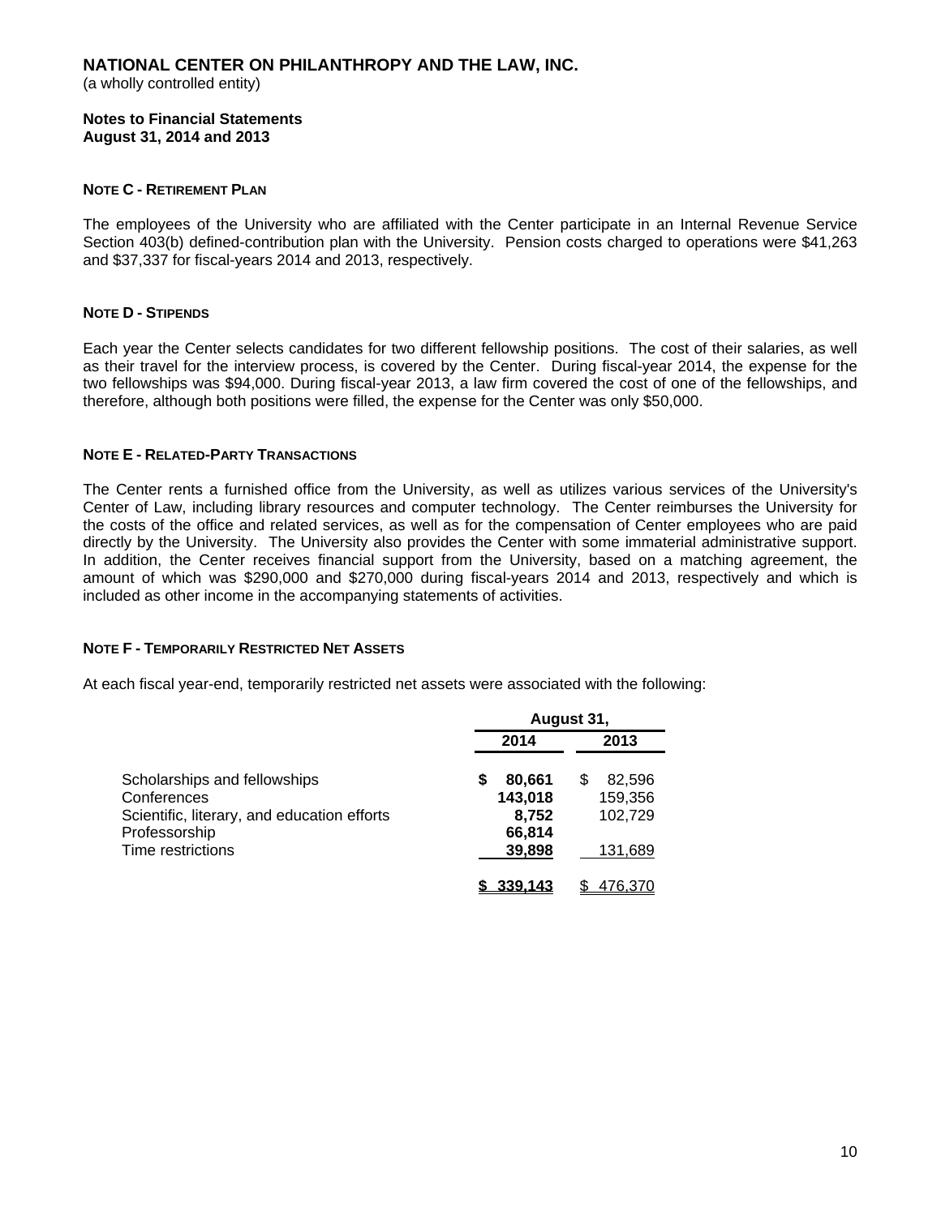# NATIONAL CENTER ON PHILANTHROPY AND THE LAW, INC.

(a wholly controlled entity)

**Notes to Financial Statements**
**August 31, 2014 and 2013**

**NOTE C - RETIREMENT PLAN**

The employees of the University who are affiliated with the Center participate in an Internal Revenue Service Section 403(b) defined-contribution plan with the University. Pension costs charged to operations were $41,263 and $37,337 for fiscal-years 2014 and 2013, respectively.

**NOTE D - STIPENDS**

Each year the Center selects candidates for two different fellowship positions. The cost of their salaries, as well as their travel for the interview process, is covered by the Center. During fiscal-year 2014, the expense for the two fellowships was $94,000. During fiscal-year 2013, a law firm covered the cost of one of the fellowships, and therefore, although both positions were filled, the expense for the Center was only $50,000.

**NOTE E - RELATED-PARTY TRANSACTIONS**

The Center rents a furnished office from the University, as well as utilizes various services of the University's Center of Law, including library resources and computer technology. The Center reimburses the University for the costs of the office and related services, as well as for the compensation of Center employees who are paid directly by the University. The University also provides the Center with some immaterial administrative support. In addition, the Center receives financial support from the University, based on a matching agreement, the amount of which was $290,000 and $270,000 during fiscal-years 2014 and 2013, respectively and which is included as other income in the accompanying statements of activities.

**NOTE F - TEMPORARILY RESTRICTED NET ASSETS**

At each fiscal year-end, temporarily restricted net assets were associated with the following:

| | August 31, | |
|---|---|---|
| | **2014** | **2013** |
| Scholarships and fellowships | **$ 80,661** | $ 82,596 |
| Conferences | **143,018** | 159,356 |
| Scientific, literary, and education efforts | **8,752** | 102,729 |
| Professorship | **66,814** | |
| Time restrictions | **39,898** | 131,689 |
| | **$ 339,143** | $ 476,370 |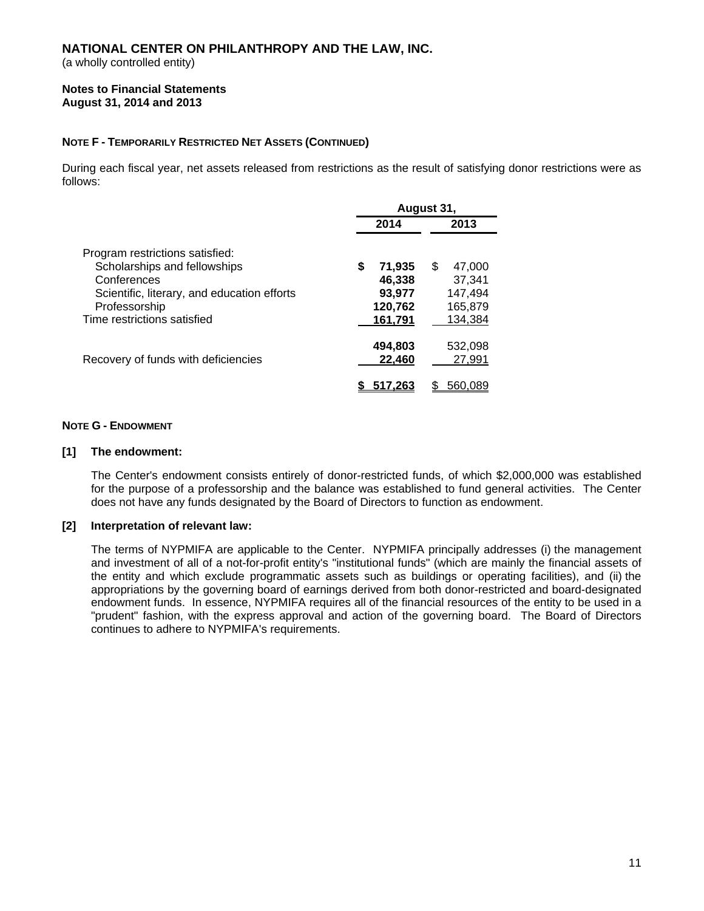# NATIONAL CENTER ON PHILANTHROPY AND THE LAW, INC.

(a wholly controlled entity)

**Notes to Financial Statements**
**August 31, 2014 and 2013**

**NOTE F - TEMPORARILY RESTRICTED NET ASSETS (CONTINUED)**

During each fiscal year, net assets released from restrictions as the result of satisfying donor restrictions were as follows:

| | August 31, | |
|---|---|---|
| | **2014** | **2013** |
| Program restrictions satisfied: | | |
| Scholarships and fellowships | **$ 71,935** | $ 47,000 |
| Conferences | **46,338** | 37,341 |
| Scientific, literary, and education efforts | **93,977** | 147,494 |
| Professorship | **120,762** | 165,879 |
| Time restrictions satisfied | **161,791** | 134,384 |
| | **494,803** | 532,098 |
| Recovery of funds with deficiencies | **22,460** | 27,991 |
| | **$ 517,263** | $ 560,089 |

**NOTE G - ENDOWMENT**

**[1] The endowment:**

The Center's endowment consists entirely of donor-restricted funds, of which $2,000,000 was established for the purpose of a professorship and the balance was established to fund general activities. The Center does not have any funds designated by the Board of Directors to function as endowment.

**[2] Interpretation of relevant law:**

The terms of NYPMIFA are applicable to the Center. NYPMIFA principally addresses (i) the management and investment of all of a not-for-profit entity's "institutional funds" (which are mainly the financial assets of the entity and which exclude programmatic assets such as buildings or operating facilities), and (ii) the appropriations by the governing board of earnings derived from both donor-restricted and board-designated endowment funds. In essence, NYPMIFA requires all of the financial resources of the entity to be used in a "prudent" fashion, with the express approval and action of the governing board. The Board of Directors continues to adhere to NYPMIFA's requirements.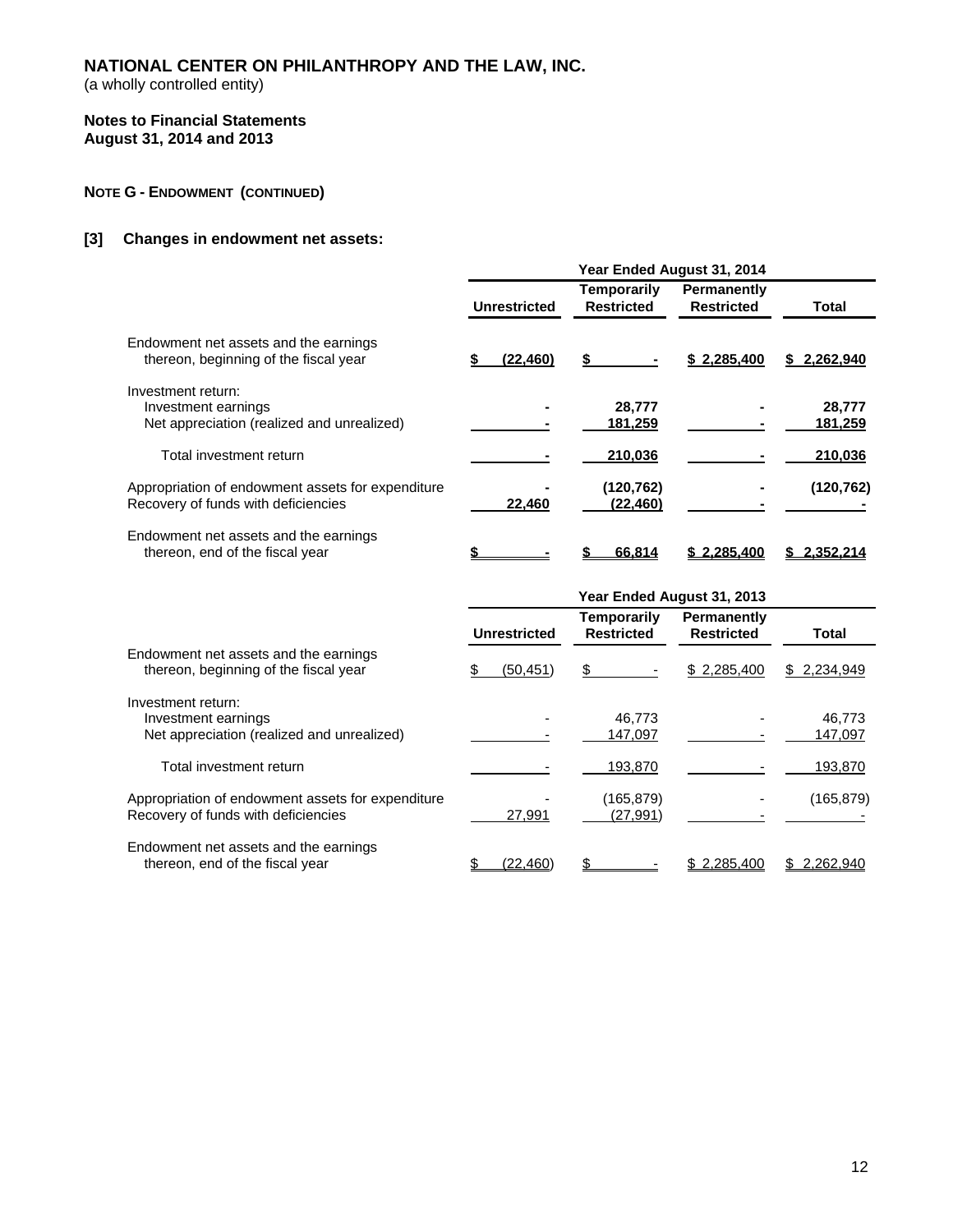# NATIONAL CENTER ON PHILANTHROPY AND THE LAW, INC.

(a wholly controlled entity)

**Notes to Financial Statements**
**August 31, 2014 and 2013**

**NOTE G - ENDOWMENT (CONTINUED)**

**[3] Changes in endowment net assets:**

| | Year Ended August 31, 2014 | | | |
|---|---|---|---|---|
| | **Unrestricted** | **Temporarily Restricted** | **Permanently Restricted** | **Total** |
| Endowment net assets and the earnings thereon, beginning of the fiscal year | **$ (22,460)** | **$ -** | **$ 2,285,400** | **$ 2,262,940** |
| Investment return: | | | | |
| Investment earnings | **-** | **28,777** | **-** | **28,777** |
| Net appreciation (realized and unrealized) | **-** | **181,259** | **-** | **181,259** |
| Total investment return | **-** | **210,036** | **-** | **210,036** |
| Appropriation of endowment assets for expenditure | **-** | **(120,762)** | **-** | **(120,762)** |
| Recovery of funds with deficiencies | **22,460** | **(22,460)** | **-** | **-** |
| Endowment net assets and the earnings thereon, end of the fiscal year | **$ -** | **$ 66,814** | **$ 2,285,400** | **$ 2,352,214** |

| | Year Ended August 31, 2013 | | | |
|---|---|---|---|---|
| | **Unrestricted** | **Temporarily Restricted** | **Permanently Restricted** | **Total** |
| Endowment net assets and the earnings thereon, beginning of the fiscal year | $ (50,451) | $ - | $ 2,285,400 | $ 2,234,949 |
| Investment return: | | | | |
| Investment earnings | - | 46,773 | - | 46,773 |
| Net appreciation (realized and unrealized) | - | 147,097 | - | 147,097 |
| Total investment return | - | 193,870 | - | 193,870 |
| Appropriation of endowment assets for expenditure | - | (165,879) | - | (165,879) |
| Recovery of funds with deficiencies | 27,991 | (27,991) | - | - |
| Endowment net assets and the earnings thereon, end of the fiscal year | $ (22,460) | $ - | $ 2,285,400 | $ 2,262,940 |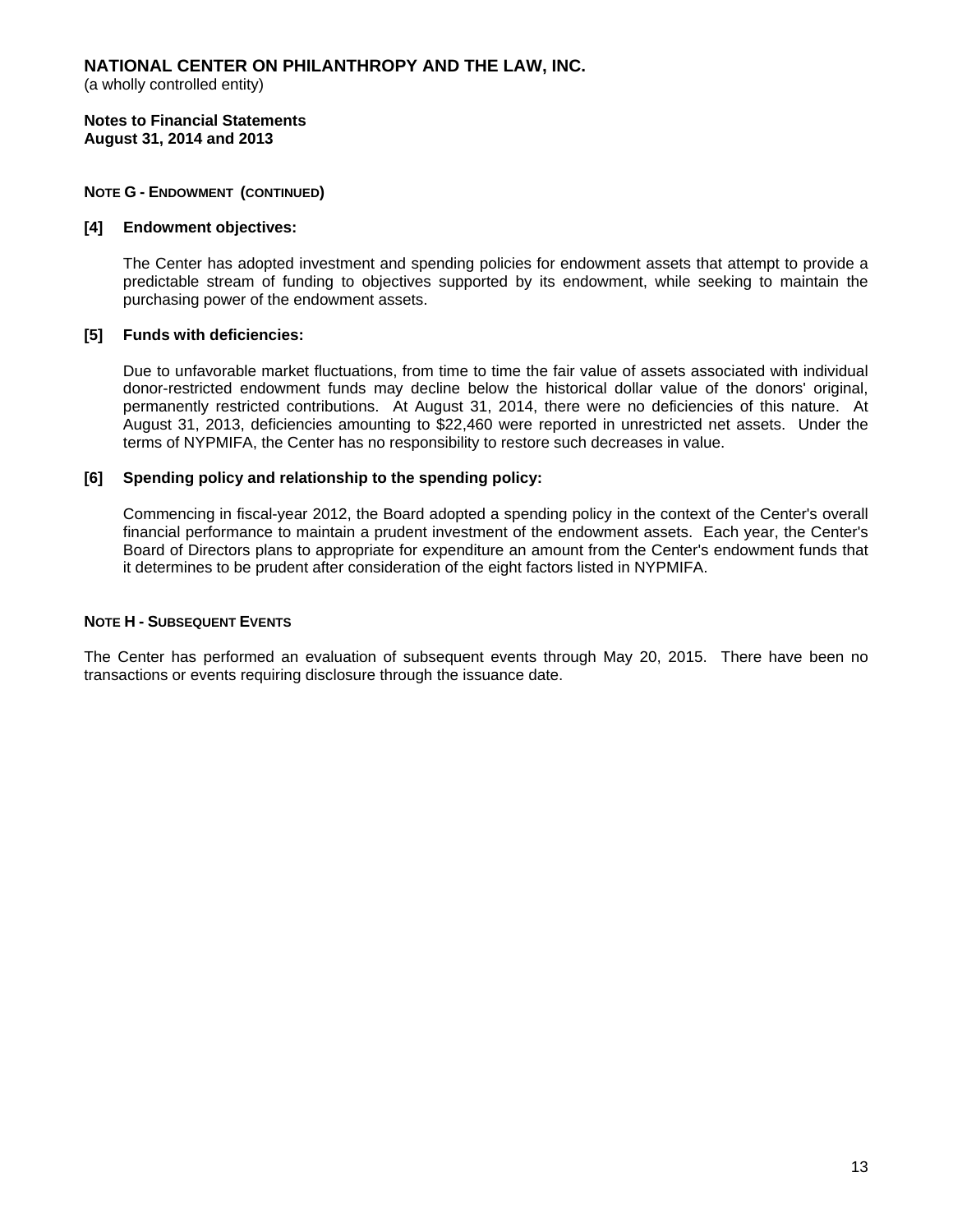**NATIONAL CENTER ON PHILANTHROPY AND THE LAW, INC.**
(a wholly controlled entity)

**Notes to Financial Statements**
**August 31, 2014 and 2013**

**NOTE G - ENDOWMENT (CONTINUED)**

**[4] Endowment objectives:**

The Center has adopted investment and spending policies for endowment assets that attempt to provide a predictable stream of funding to objectives supported by its endowment, while seeking to maintain the purchasing power of the endowment assets.

**[5] Funds with deficiencies:**

Due to unfavorable market fluctuations, from time to time the fair value of assets associated with individual donor-restricted endowment funds may decline below the historical dollar value of the donors' original, permanently restricted contributions. At August 31, 2014, there were no deficiencies of this nature. At August 31, 2013, deficiencies amounting to $22,460 were reported in unrestricted net assets. Under the terms of NYPMIFA, the Center has no responsibility to restore such decreases in value.

**[6] Spending policy and relationship to the spending policy:**

Commencing in fiscal-year 2012, the Board adopted a spending policy in the context of the Center's overall financial performance to maintain a prudent investment of the endowment assets. Each year, the Center's Board of Directors plans to appropriate for expenditure an amount from the Center's endowment funds that it determines to be prudent after consideration of the eight factors listed in NYPMIFA.

**NOTE H - SUBSEQUENT EVENTS**

The Center has performed an evaluation of subsequent events through May 20, 2015. There have been no transactions or events requiring disclosure through the issuance date.